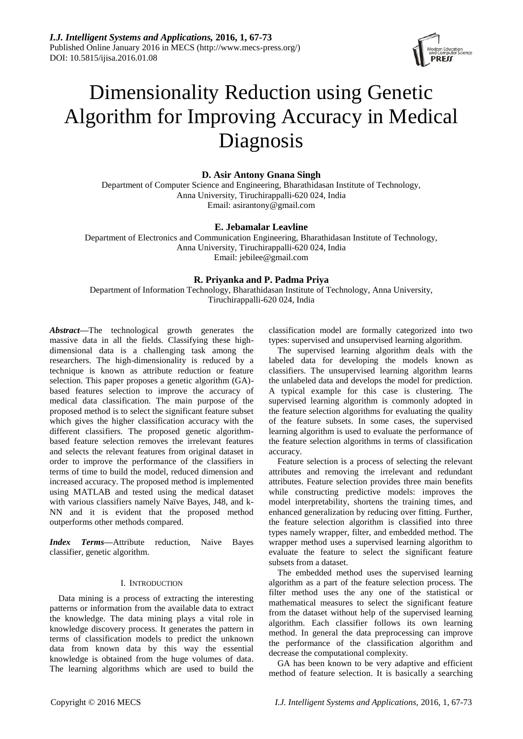# Dimensionality Reduction using Genetic Algorithm for Improving Accuracy in Medical Diagnosis

**D. Asir Antony Gnana Singh**
Department of Computer Science and Engineering, Bharathidasan Institute of Technology, Anna University, Tiruchirappalli-620 024, India
Email: asirantony@gmail.com

**E. Jebamalar Leavline**
Department of Electronics and Communication Engineering, Bharathidasan Institute of Technology, Anna University, Tiruchirappalli-620 024, India
Email: jebilee@gmail.com

**R. Priyanka and P. Padma Priya**
Department of Information Technology, Bharathidasan Institute of Technology, Anna University, Tiruchirappalli-620 024, India

***Abstract*****—**The technological growth generates the massive data in all the fields. Classifying these high-dimensional data is a challenging task among the researchers. The high-dimensionality is reduced by a technique is known as attribute reduction or feature selection. This paper proposes a genetic algorithm (GA)-based features selection to improve the accuracy of medical data classification. The main purpose of the proposed method is to select the significant feature subset which gives the higher classification accuracy with the different classifiers. The proposed genetic algorithm-based feature selection removes the irrelevant features and selects the relevant features from original dataset in order to improve the performance of the classifiers in terms of time to build the model, reduced dimension and increased accuracy. The proposed method is implemented using MATLAB and tested using the medical dataset with various classifiers namely Naïve Bayes, J48, and k-NN and it is evident that the proposed method outperforms other methods compared.

***Index Terms*****—**Attribute reduction, Naive Bayes classifier, genetic algorithm.

## I. Introduction

Data mining is a process of extracting the interesting patterns or information from the available data to extract the knowledge. The data mining plays a vital role in knowledge discovery process. It generates the pattern in terms of classification models to predict the unknown data from known data by this way the essential knowledge is obtained from the huge volumes of data. The learning algorithms which are used to build the classification model are formally categorized into two types: supervised and unsupervised learning algorithm.

The supervised learning algorithm deals with the labeled data for developing the models known as classifiers. The unsupervised learning algorithm learns the unlabeled data and develops the model for prediction. A typical example for this case is clustering. The supervised learning algorithm is commonly adopted in the feature selection algorithms for evaluating the quality of the feature subsets. In some cases, the supervised learning algorithm is used to evaluate the performance of the feature selection algorithms in terms of classification accuracy.

Feature selection is a process of selecting the relevant attributes and removing the irrelevant and redundant attributes. Feature selection provides three main benefits while constructing predictive models: improves the model interpretability, shortens the training times, and enhanced generalization by reducing over fitting. Further, the feature selection algorithm is classified into three types namely wrapper, filter, and embedded method. The wrapper method uses a supervised learning algorithm to evaluate the feature to select the significant feature subsets from a dataset.

The embedded method uses the supervised learning algorithm as a part of the feature selection process. The filter method uses the any one of the statistical or mathematical measures to select the significant feature from the dataset without help of the supervised learning algorithm. Each classifier follows its own learning method. In general the data preprocessing can improve the performance of the classification algorithm and decrease the computational complexity.

GA has been known to be very adaptive and efficient method of feature selection. It is basically a searching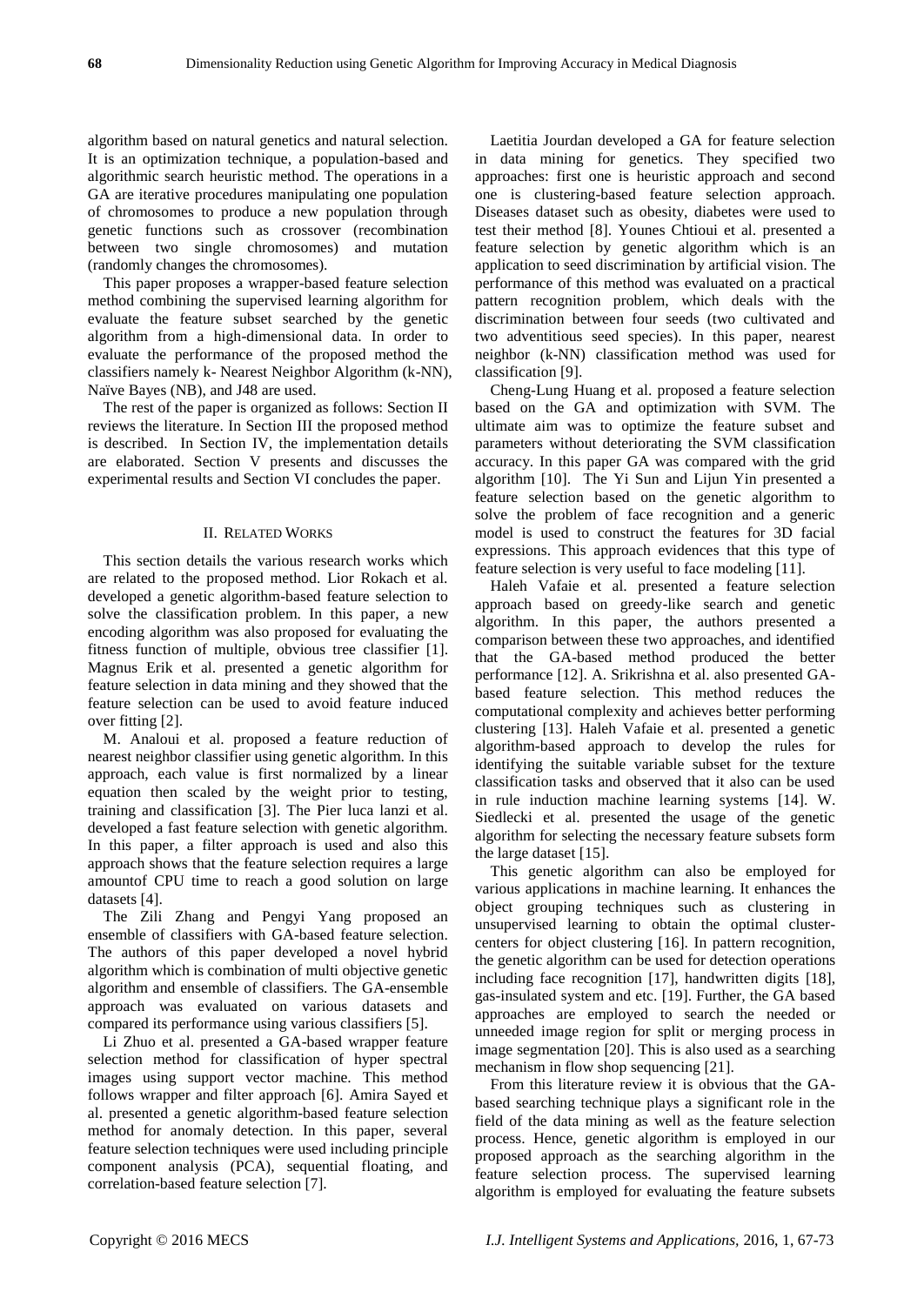algorithm based on natural genetics and natural selection. It is an optimization technique, a population-based and algorithmic search heuristic method. The operations in a GA are iterative procedures manipulating one population of chromosomes to produce a new population through genetic functions such as crossover (recombination between two single chromosomes) and mutation (randomly changes the chromosomes).

This paper proposes a wrapper-based feature selection method combining the supervised learning algorithm for evaluate the feature subset searched by the genetic algorithm from a high-dimensional data. In order to evaluate the performance of the proposed method the classifiers namely k- Nearest Neighbor Algorithm (k-NN), Naïve Bayes (NB), and J48 are used.

The rest of the paper is organized as follows: Section II reviews the literature. In Section III the proposed method is described. In Section IV, the implementation details are elaborated. Section V presents and discusses the experimental results and Section VI concludes the paper.

## II. Related Works

This section details the various research works which are related to the proposed method. Lior Rokach et al. developed a genetic algorithm-based feature selection to solve the classification problem. In this paper, a new encoding algorithm was also proposed for evaluating the fitness function of multiple, obvious tree classifier [1]. Magnus Erik et al. presented a genetic algorithm for feature selection in data mining and they showed that the feature selection can be used to avoid feature induced over fitting [2].

M. Analoui et al. proposed a feature reduction of nearest neighbor classifier using genetic algorithm. In this approach, each value is first normalized by a linear equation then scaled by the weight prior to testing, training and classification [3]. The Pier luca lanzi et al. developed a fast feature selection with genetic algorithm. In this paper, a filter approach is used and also this approach shows that the feature selection requires a large amountof CPU time to reach a good solution on large datasets [4].

The Zili Zhang and Pengyi Yang proposed an ensemble of classifiers with GA-based feature selection. The authors of this paper developed a novel hybrid algorithm which is combination of multi objective genetic algorithm and ensemble of classifiers. The GA-ensemble approach was evaluated on various datasets and compared its performance using various classifiers [5].

Li Zhuo et al. presented a GA-based wrapper feature selection method for classification of hyper spectral images using support vector machine. This method follows wrapper and filter approach [6]. Amira Sayed et al. presented a genetic algorithm-based feature selection method for anomaly detection. In this paper, several feature selection techniques were used including principle component analysis (PCA), sequential floating, and correlation-based feature selection [7].

Laetitia Jourdan developed a GA for feature selection in data mining for genetics. They specified two approaches: first one is heuristic approach and second one is clustering-based feature selection approach. Diseases dataset such as obesity, diabetes were used to test their method [8]. Younes Chtioui et al. presented a feature selection by genetic algorithm which is an application to seed discrimination by artificial vision. The performance of this method was evaluated on a practical pattern recognition problem, which deals with the discrimination between four seeds (two cultivated and two adventitious seed species). In this paper, nearest neighbor (k-NN) classification method was used for classification [9].

Cheng-Lung Huang et al. proposed a feature selection based on the GA and optimization with SVM. The ultimate aim was to optimize the feature subset and parameters without deteriorating the SVM classification accuracy. In this paper GA was compared with the grid algorithm [10]. The Yi Sun and Lijun Yin presented a feature selection based on the genetic algorithm to solve the problem of face recognition and a generic model is used to construct the features for 3D facial expressions. This approach evidences that this type of feature selection is very useful to face modeling [11].

Haleh Vafaie et al. presented a feature selection approach based on greedy-like search and genetic algorithm. In this paper, the authors presented a comparison between these two approaches, and identified that the GA-based method produced the better performance [12]. A. Srikrishna et al. also presented GA-based feature selection. This method reduces the computational complexity and achieves better performing clustering [13]. Haleh Vafaie et al. presented a genetic algorithm-based approach to develop the rules for identifying the suitable variable subset for the texture classification tasks and observed that it also can be used in rule induction machine learning systems [14]. W. Siedlecki et al. presented the usage of the genetic algorithm for selecting the necessary feature subsets form the large dataset [15].

This genetic algorithm can also be employed for various applications in machine learning. It enhances the object grouping techniques such as clustering in unsupervised learning to obtain the optimal cluster-centers for object clustering [16]. In pattern recognition, the genetic algorithm can be used for detection operations including face recognition [17], handwritten digits [18], gas-insulated system and etc. [19]. Further, the GA based approaches are employed to search the needed or unneeded image region for split or merging process in image segmentation [20]. This is also used as a searching mechanism in flow shop sequencing [21].

From this literature review it is obvious that the GA-based searching technique plays a significant role in the field of the data mining as well as the feature selection process. Hence, genetic algorithm is employed in our proposed approach as the searching algorithm in the feature selection process. The supervised learning algorithm is employed for evaluating the feature subsets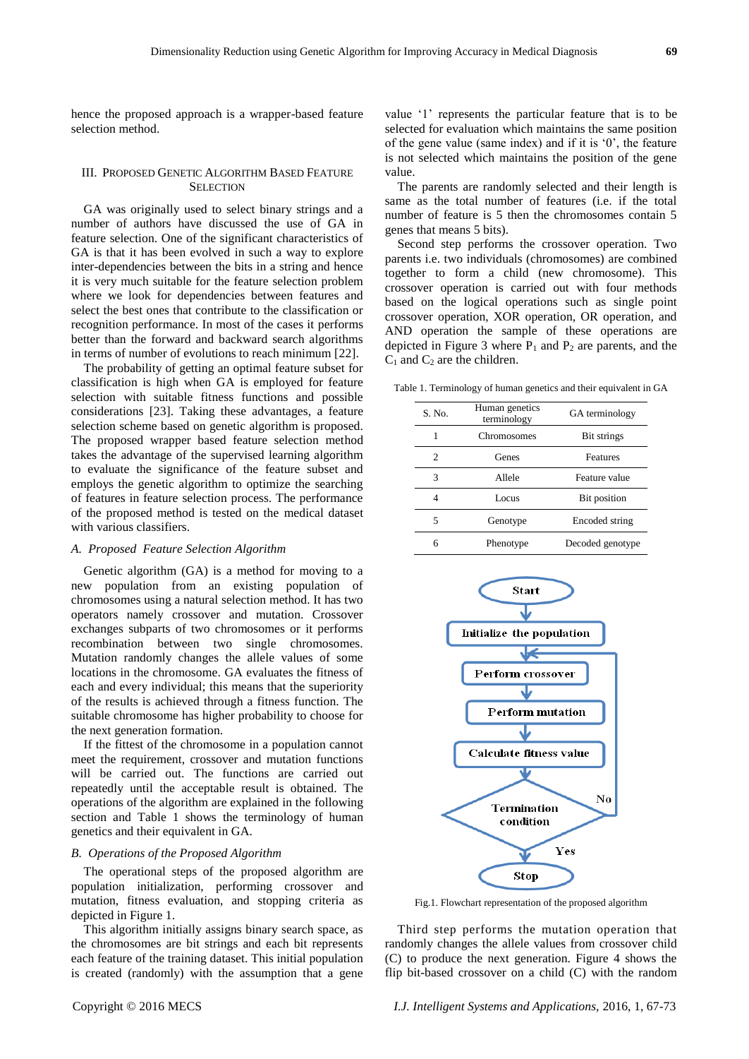hence the proposed approach is a wrapper-based feature selection method.

## III. Proposed Genetic Algorithm Based Feature Selection

GA was originally used to select binary strings and a number of authors have discussed the use of GA in feature selection. One of the significant characteristics of GA is that it has been evolved in such a way to explore inter-dependencies between the bits in a string and hence it is very much suitable for the feature selection problem where we look for dependencies between features and select the best ones that contribute to the classification or recognition performance. In most of the cases it performs better than the forward and backward search algorithms in terms of number of evolutions to reach minimum [22].

The probability of getting an optimal feature subset for classification is high when GA is employed for feature selection with suitable fitness functions and possible considerations [23]. Taking these advantages, a feature selection scheme based on genetic algorithm is proposed. The proposed wrapper based feature selection method takes the advantage of the supervised learning algorithm to evaluate the significance of the feature subset and employs the genetic algorithm to optimize the searching of features in feature selection process. The performance of the proposed method is tested on the medical dataset with various classifiers.

### *A. Proposed Feature Selection Algorithm*

Genetic algorithm (GA) is a method for moving to a new population from an existing population of chromosomes using a natural selection method. It has two operators namely crossover and mutation. Crossover exchanges subparts of two chromosomes or it performs recombination between two single chromosomes. Mutation randomly changes the allele values of some locations in the chromosome. GA evaluates the fitness of each and every individual; this means that the superiority of the results is achieved through a fitness function. The suitable chromosome has higher probability to choose for the next generation formation.

If the fittest of the chromosome in a population cannot meet the requirement, crossover and mutation functions will be carried out. The functions are carried out repeatedly until the acceptable result is obtained. The operations of the algorithm are explained in the following section and Table 1 shows the terminology of human genetics and their equivalent in GA.

### *B. Operations of the Proposed Algorithm*

The operational steps of the proposed algorithm are population initialization, performing crossover and mutation, fitness evaluation, and stopping criteria as depicted in Figure 1.

This algorithm initially assigns binary search space, as the chromosomes are bit strings and each bit represents each feature of the training dataset. This initial population is created (randomly) with the assumption that a gene value '1' represents the particular feature that is to be selected for evaluation which maintains the same position of the gene value (same index) and if it is '0', the feature is not selected which maintains the position of the gene value.

The parents are randomly selected and their length is same as the total number of features (i.e. if the total number of feature is 5 then the chromosomes contain 5 genes that means 5 bits).

Second step performs the crossover operation. Two parents i.e. two individuals (chromosomes) are combined together to form a child (new chromosome). This crossover operation is carried out with four methods based on the logical operations such as single point crossover operation, XOR operation, OR operation, and AND operation the sample of these operations are depicted in Figure 3 where $P_1$ and $P_2$ are parents, and the $C_1$ and $C_2$ are the children.

Table 1. Terminology of human genetics and their equivalent in GA

| S. No. | Human genetics terminology | GA terminology |
|---|---|---|
| 1 | Chromosomes | Bit strings |
| 2 | Genes | Features |
| 3 | Allele | Feature value |
| 4 | Locus | Bit position |
| 5 | Genotype | Encoded string |
| 6 | Phenotype | Decoded genotype |

Fig.1. Flowchart representation of the proposed algorithm

Third step performs the mutation operation that randomly changes the allele values from crossover child (C) to produce the next generation. Figure 4 shows the flip bit-based crossover on a child (C) with the random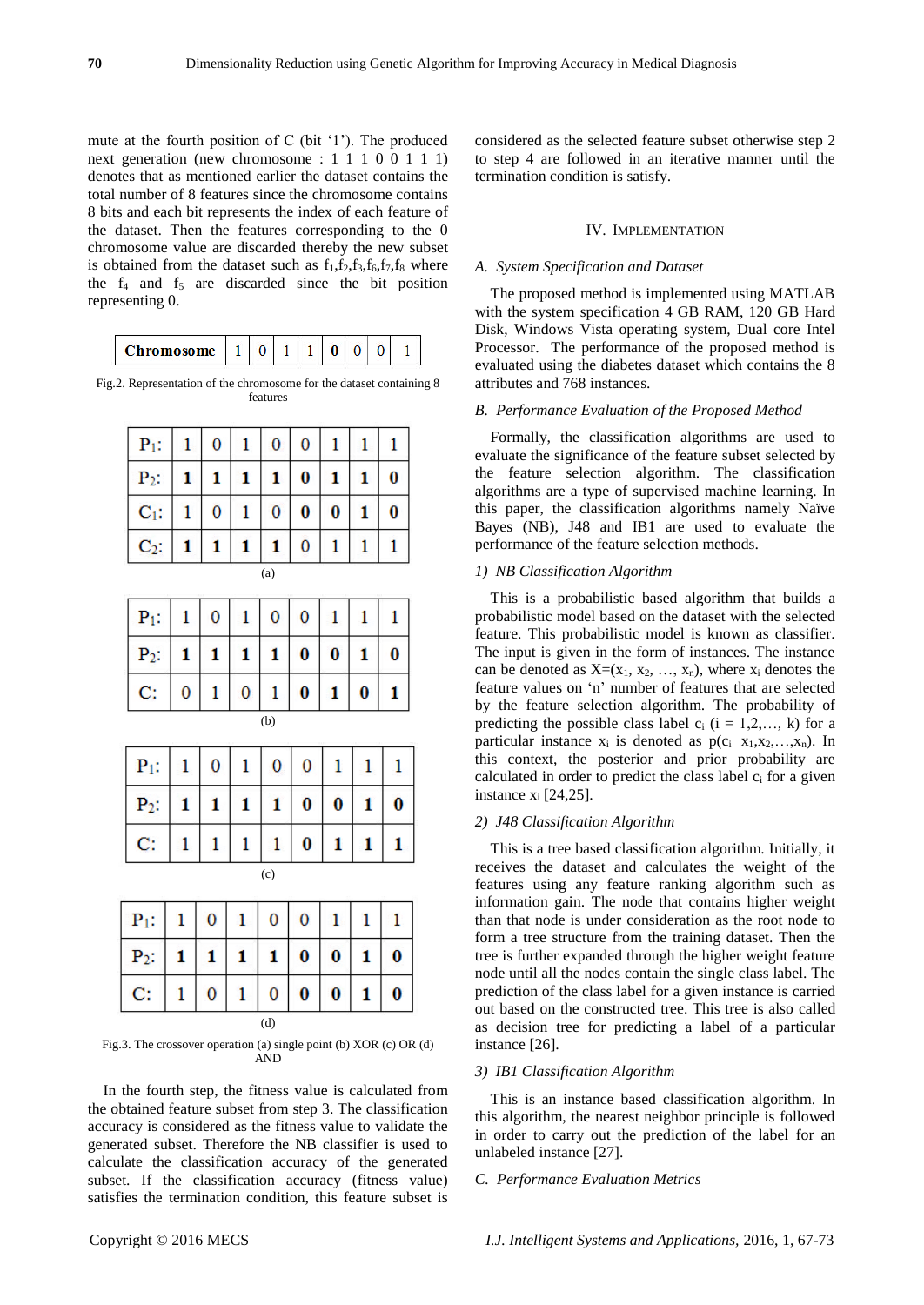mute at the fourth position of C (bit '1'). The produced next generation (new chromosome : 1 1 1 0 0 1 1 1) denotes that as mentioned earlier the dataset contains the total number of 8 features since the chromosome contains 8 bits and each bit represents the index of each feature of the dataset. Then the features corresponding to the 0 chromosome value are discarded thereby the new subset is obtained from the dataset such as $f_1,f_2,f_3,f_6,f_7,f_8$ where the $f_4$ and $f_5$ are discarded since the bit position representing 0.

| **Chromosome** | 1 | 0 | 1 | 1 | **0** | 0 | 0 | 1 |
|---|---|---|---|---|---|---|---|---|

Fig.2. Representation of the chromosome for the dataset containing 8 features

| | | | | | | | | |
|---|---|---|---|---|---|---|---|---|
| $P_1$: | 1 | 0 | 1 | 0 | 0 | 1 | 1 | 1 |
| $P_2$: | **1** | **1** | **1** | **1** | **0** | **1** | **1** | **0** |
| $C_1$: | 1 | 0 | 1 | 0 | **0** | **0** | **1** | **0** |
| $C_2$: | **1** | **1** | **1** | **1** | 0 | 1 | 1 | 1 |

(a)

| | | | | | | | | |
|---|---|---|---|---|---|---|---|---|
| $P_1$: | 1 | 0 | 1 | 0 | 0 | 1 | 1 | 1 |
| $P_2$: | **1** | **1** | **1** | **1** | **0** | **0** | **1** | **0** |
| C: | 0 | 1 | 0 | 1 | **0** | **1** | **0** | **1** |

(b)

| | | | | | | | | |
|---|---|---|---|---|---|---|---|---|
| $P_1$: | 1 | 0 | 1 | 0 | 0 | 1 | 1 | 1 |
| $P_2$: | **1** | **1** | **1** | **1** | **0** | **0** | **1** | **0** |
| C: | 1 | 1 | 1 | 1 | **0** | **1** | **1** | **1** |

(c)

| | | | | | | | | |
|---|---|---|---|---|---|---|---|---|
| $P_1$: | 1 | 0 | 1 | 0 | 0 | 1 | 1 | 1 |
| $P_2$: | **1** | **1** | **1** | **1** | **0** | **0** | **1** | **0** |
| C: | 1 | 0 | 1 | 0 | **0** | **0** | **1** | **0** |

(d)

Fig.3. The crossover operation (a) single point (b) XOR (c) OR (d) AND

In the fourth step, the fitness value is calculated from the obtained feature subset from step 3. The classification accuracy is considered as the fitness value to validate the generated subset. Therefore the NB classifier is used to calculate the classification accuracy of the generated subset. If the classification accuracy (fitness value) satisfies the termination condition, this feature subset is considered as the selected feature subset otherwise step 2 to step 4 are followed in an iterative manner until the termination condition is satisfy.

## IV. Implementation

### A. System Specification and Dataset

The proposed method is implemented using MATLAB with the system specification 4 GB RAM, 120 GB Hard Disk, Windows Vista operating system, Dual core Intel Processor. The performance of the proposed method is evaluated using the diabetes dataset which contains the 8 attributes and 768 instances.

### B. Performance Evaluation of the Proposed Method

Formally, the classification algorithms are used to evaluate the significance of the feature subset selected by the feature selection algorithm. The classification algorithms are a type of supervised machine learning. In this paper, the classification algorithms namely Naïve Bayes (NB), J48 and IB1 are used to evaluate the performance of the feature selection methods.

#### 1) NB Classification Algorithm

This is a probabilistic based algorithm that builds a probabilistic model based on the dataset with the selected feature. This probabilistic model is known as classifier. The input is given in the form of instances. The instance can be denoted as $X=(x_1, x_2, \ldots, x_n)$, where $x_i$ denotes the feature values on 'n' number of features that are selected by the feature selection algorithm. The probability of predicting the possible class label $c_i$ ($i = 1,2,\ldots, k$) for a particular instance $x_i$ is denoted as $p(c_i| x_1,x_2,\ldots,x_n)$. In this context, the posterior and prior probability are calculated in order to predict the class label $c_i$ for a given instance $x_i$ [24,25].

#### 2) J48 Classification Algorithm

This is a tree based classification algorithm. Initially, it receives the dataset and calculates the weight of the features using any feature ranking algorithm such as information gain. The node that contains higher weight than that node is under consideration as the root node to form a tree structure from the training dataset. Then the tree is further expanded through the higher weight feature node until all the nodes contain the single class label. The prediction of the class label for a given instance is carried out based on the constructed tree. This tree is also called as decision tree for predicting a label of a particular instance [26].

#### 3) IB1 Classification Algorithm

This is an instance based classification algorithm. In this algorithm, the nearest neighbor principle is followed in order to carry out the prediction of the label for an unlabeled instance [27].

### C. Performance Evaluation Metrics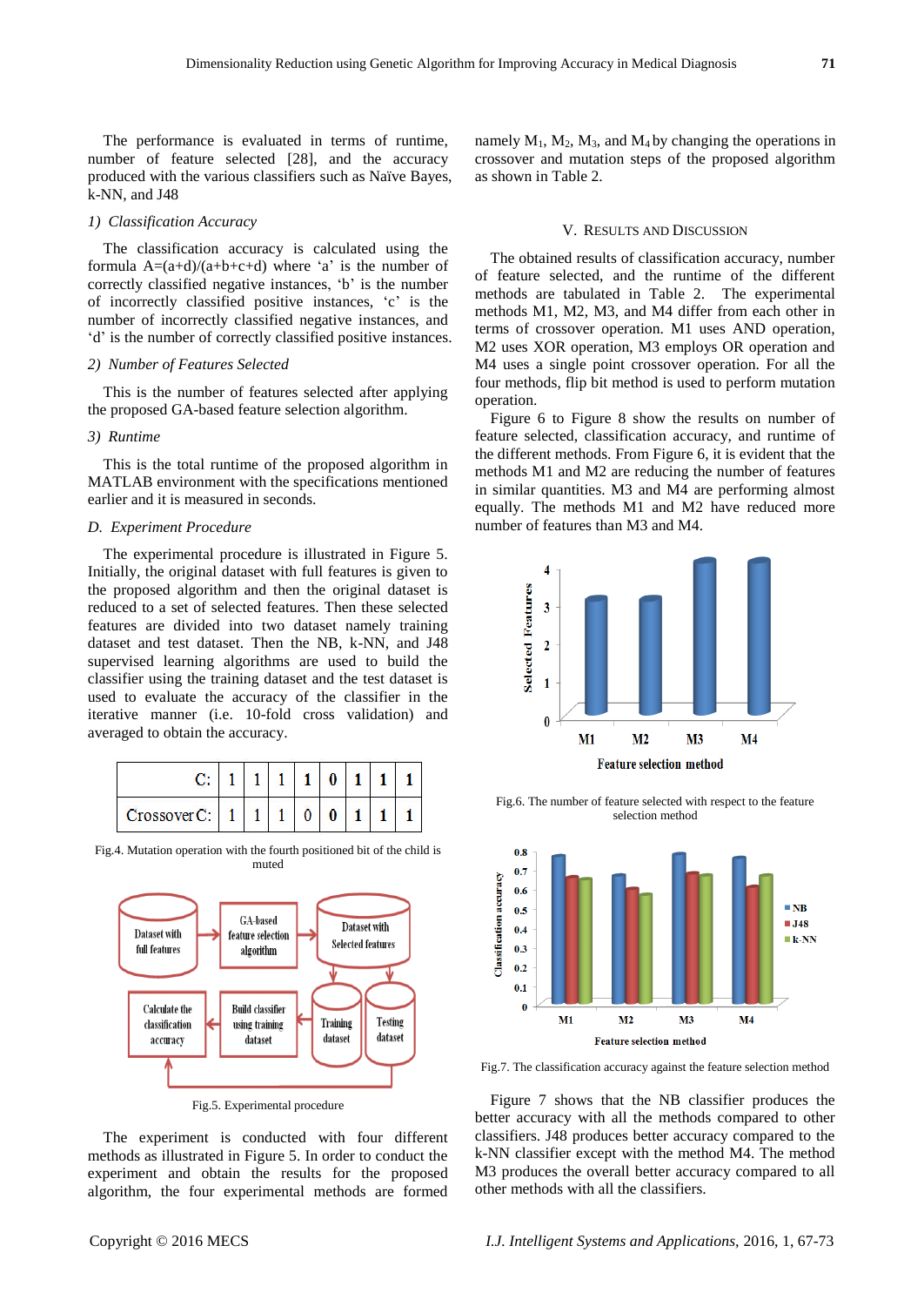The performance is evaluated in terms of runtime, number of feature selected [28], and the accuracy produced with the various classifiers such as Naïve Bayes, k-NN, and J48

*1) Classification Accuracy*

The classification accuracy is calculated using the formula A=(a+d)/(a+b+c+d) where 'a' is the number of correctly classified negative instances, 'b' is the number of incorrectly classified positive instances, 'c' is the number of incorrectly classified negative instances, and 'd' is the number of correctly classified positive instances.

*2) Number of Features Selected*

This is the number of features selected after applying the proposed GA-based feature selection algorithm.

*3) Runtime*

This is the total runtime of the proposed algorithm in MATLAB environment with the specifications mentioned earlier and it is measured in seconds.

### *D. Experiment Procedure*

The experimental procedure is illustrated in Figure 5. Initially, the original dataset with full features is given to the proposed algorithm and then the original dataset is reduced to a set of selected features. Then these selected features are divided into two dataset namely training dataset and test dataset. Then the NB, k-NN, and J48 supervised learning algorithms are used to build the classifier using the training dataset and the test dataset is used to evaluate the accuracy of the classifier in the iterative manner (i.e. 10-fold cross validation) and averaged to obtain the accuracy.

| C: | 1 | 1 | 1 | 1 | 0 | 1 | 1 | 1 |
|---|---|---|---|---|---|---|---|---|
| Crossover C: | 1 | 1 | 1 | 0 | 0 | 1 | 1 | 1 |

Fig.4. Mutation operation with the fourth positioned bit of the child is muted

Fig.5. Experimental procedure

The experiment is conducted with four different methods as illustrated in Figure 5. In order to conduct the experiment and obtain the results for the proposed algorithm, the four experimental methods are formed namely $M_1$, $M_2$, $M_3$, and $M_4$ by changing the operations in crossover and mutation steps of the proposed algorithm as shown in Table 2.

## V. Results and Discussion

The obtained results of classification accuracy, number of feature selected, and the runtime of the different methods are tabulated in Table 2. The experimental methods M1, M2, M3, and M4 differ from each other in terms of crossover operation. M1 uses AND operation, M2 uses XOR operation, M3 employs OR operation and M4 uses a single point crossover operation. For all the four methods, flip bit method is used to perform mutation operation.

Figure 6 to Figure 8 show the results on number of feature selected, classification accuracy, and runtime of the different methods. From Figure 6, it is evident that the methods M1 and M2 are reducing the number of features in similar quantities. M3 and M4 are performing almost equally. The methods M1 and M2 have reduced more number of features than M3 and M4.

Fig.6. The number of feature selected with respect to the feature selection method

Fig.7. The classification accuracy against the feature selection method

Figure 7 shows that the NB classifier produces the better accuracy with all the methods compared to other classifiers. J48 produces better accuracy compared to the k-NN classifier except with the method M4. The method M3 produces the overall better accuracy compared to all other methods with all the classifiers.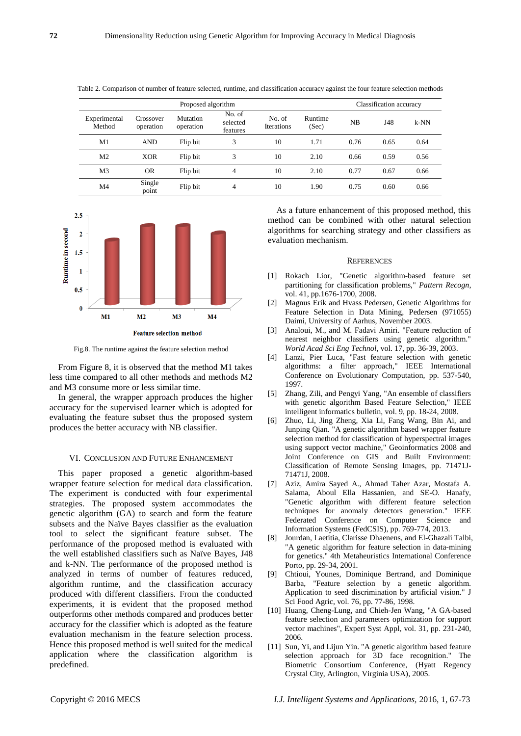Table 2. Comparison of number of feature selected, runtime, and classification accuracy against the four feature selection methods

| Proposed algorithm | | | | | | Classification accuracy | | |
|---|---|---|---|---|---|---|---|---|
| Experimental Method | Crossover operation | Mutation operation | No. of selected features | No. of Iterations | Runtime (Sec) | NB | J48 | k-NN |
| M1 | AND | Flip bit | 3 | 10 | 1.71 | 0.76 | 0.65 | 0.64 |
| M2 | XOR | Flip bit | 3 | 10 | 2.10 | 0.66 | 0.59 | 0.56 |
| M3 | OR | Flip bit | 4 | 10 | 2.10 | 0.77 | 0.67 | 0.66 |
| M4 | Single point | Flip bit | 4 | 10 | 1.90 | 0.75 | 0.60 | 0.66 |

Fig.8. The runtime against the feature selection method

From Figure 8, it is observed that the method M1 takes less time compared to all other methods and methods M2 and M3 consume more or less similar time.

In general, the wrapper approach produces the higher accuracy for the supervised learner which is adopted for evaluating the feature subset thus the proposed system produces the better accuracy with NB classifier.

## VI. Conclusion and Future Enhancement

This paper proposed a genetic algorithm-based wrapper feature selection for medical data classification. The experiment is conducted with four experimental strategies. The proposed system accommodates the genetic algorithm (GA) to search and form the feature subsets and the Naïve Bayes classifier as the evaluation tool to select the significant feature subset. The performance of the proposed method is evaluated with the well established classifiers such as Naïve Bayes, J48 and k-NN. The performance of the proposed method is analyzed in terms of number of features reduced, algorithm runtime, and the classification accuracy produced with different classifiers. From the conducted experiments, it is evident that the proposed method outperforms other methods compared and produces better accuracy for the classifier which is adopted as the feature evaluation mechanism in the feature selection process. Hence this proposed method is well suited for the medical application where the classification algorithm is predefined.

As a future enhancement of this proposed method, this method can be combined with other natural selection algorithms for searching strategy and other classifiers as evaluation mechanism.

## References

[1] Rokach Lior, "Genetic algorithm-based feature set partitioning for classification problems," *Pattern Recogn*, vol. 41, pp.1676-1700, 2008.

[2] Magnus Erik and Hvass Pedersen, Genetic Algorithms for Feature Selection in Data Mining, Pedersen (971055) Daimi, University of Aarhus, November 2003.

[3] Analoui, M., and M. Fadavi Amiri. "Feature reduction of nearest neighbor classifiers using genetic algorithm." *World Acad Sci Eng Technol*, vol. 17, pp. 36-39, 2003.

[4] Lanzi, Pier Luca, "Fast feature selection with genetic algorithms: a filter approach," IEEE International Conference on Evolutionary Computation, pp. 537-540, 1997.

[5] Zhang, Zili, and Pengyi Yang, "An ensemble of classifiers with genetic algorithm Based Feature Selection," IEEE intelligent informatics bulletin, vol. 9, pp. 18-24, 2008.

[6] Zhuo, Li, Jing Zheng, Xia Li, Fang Wang, Bin Ai, and Junping Qian. "A genetic algorithm based wrapper feature selection method for classification of hyperspectral images using support vector machine," Geoinformatics 2008 and Joint Conference on GIS and Built Environment: Classification of Remote Sensing Images, pp. 71471J-71471J, 2008.

[7] Aziz, Amira Sayed A., Ahmad Taher Azar, Mostafa A. Salama, Aboul Ella Hassanien, and SE-O. Hanafy, "Genetic algorithm with different feature selection techniques for anomaly detectors generation." IEEE Federated Conference on Computer Science and Information Systems (FedCSIS), pp. 769-774, 2013.

[8] Jourdan, Laetitia, Clarisse Dhaenens, and El-Ghazali Talbi, "A genetic algorithm for feature selection in data-mining for genetics." 4th Metaheuristics International Conference Porto, pp. 29-34, 2001.

[9] Chtioui, Younes, Dominique Bertrand, and Dominique Barba, "Feature selection by a genetic algorithm. Application to seed discrimination by artificial vision." J Sci Food Agric, vol. 76, pp. 77-86, 1998.

[10] Huang, Cheng-Lung, and Chieh-Jen Wang, "A GA-based feature selection and parameters optimization for support vector machines", Expert Syst Appl, vol. 31, pp. 231-240, 2006.

[11] Sun, Yi, and Lijun Yin. "A genetic algorithm based feature selection approach for 3D face recognition." The Biometric Consortium Conference, (Hyatt Regency Crystal City, Arlington, Virginia USA), 2005.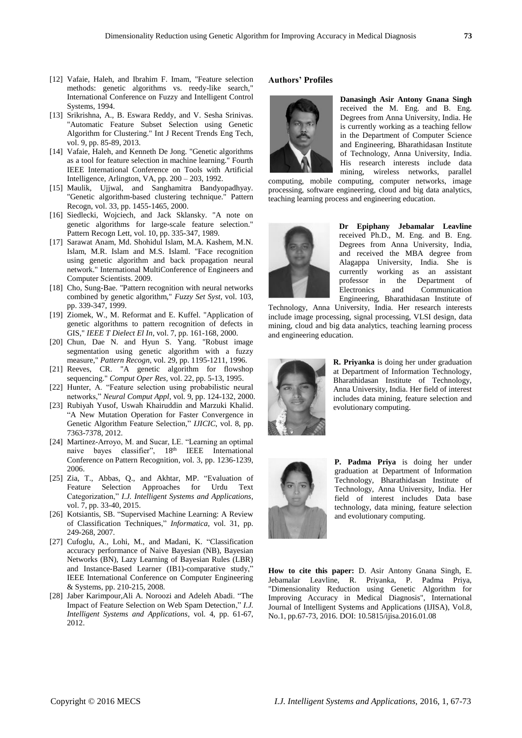[12] Vafaie, Haleh, and Ibrahim F. Imam, "Feature selection methods: genetic algorithms vs. reedy-like search," International Conference on Fuzzy and Intelligent Control Systems, 1994.

[13] Srikrishna, A., B. Eswara Reddy, and V. Sesha Srinivas. "Automatic Feature Subset Selection using Genetic Algorithm for Clustering." Int J Recent Trends Eng Tech, vol. 9, pp. 85-89, 2013.

[14] Vafaie, Haleh, and Kenneth De Jong. "Genetic algorithms as a tool for feature selection in machine learning." Fourth IEEE International Conference on Tools with Artificial Intelligence, Arlington, VA, pp. 200 – 203, 1992.

[15] Maulik, Ujjwal, and Sanghamitra Bandyopadhyay. "Genetic algorithm-based clustering technique." Pattern Recogn, vol. 33, pp. 1455-1465, 2000.

[16] Siedlecki, Wojciech, and Jack Sklansky. "A note on genetic algorithms for large-scale feature selection." Pattern Recogn Lett, vol. 10, pp. 335-347, 1989.

[17] Sarawat Anam, Md. Shohidul Islam, M.A. Kashem, M.N. Islam, M.R. Islam and M.S. Islaml. "Face recognition using genetic algorithm and back propagation neural network." International MultiConference of Engineers and Computer Scientists. 2009.

[18] Cho, Sung-Bae. "Pattern recognition with neural networks combined by genetic algorithm," *Fuzzy Set Syst*, vol. 103, pp. 339-347, 1999.

[19] Ziomek, W., M. Reformat and E. Kuffel. "Application of genetic algorithms to pattern recognition of defects in GIS," *IEEE T Dielect El In*, vol. 7, pp. 161-168, 2000.

[20] Chun, Dae N. and Hyun S. Yang. "Robust image segmentation using genetic algorithm with a fuzzy measure," *Pattern Recogn*, vol. 29, pp. 1195-1211, 1996.

[21] Reeves, CR. "A genetic algorithm for flowshop sequencing." *Comput Oper Res*, vol. 22, pp. 5-13, 1995.

[22] Hunter, A. "Feature selection using probabilistic neural networks," *Neural Comput Appl*, vol. 9, pp. 124-132, 2000.

[23] Rubiyah Yusof, Uswah Khairuddin and Marzuki Khalid. "A New Mutation Operation for Faster Convergence in Genetic Algorithm Feature Selection," *IJICIC*, vol. 8, pp. 7363-7378, 2012.

[24] Martinez-Arroyo, M. and Sucar, LE. "Learning an optimal naive bayes classifier", 18th IEEE International Conference on Pattern Recognition, vol. 3, pp. 1236-1239, 2006.

[25] Zia, T., Abbas, Q., and Akhtar, MP. "Evaluation of Feature Selection Approaches for Urdu Text Categorization," *I.J. Intelligent Systems and Applications*, vol. 7, pp. 33-40, 2015.

[26] Kotsiantis, SB. "Supervised Machine Learning: A Review of Classification Techniques," *Informatica*, vol. 31, pp. 249-268, 2007.

[27] Cufoglu, A., Lohi, M., and Madani, K. "Classification accuracy performance of Naive Bayesian (NB), Bayesian Networks (BN), Lazy Learning of Bayesian Rules (LBR) and Instance-Based Learner (IB1)-comparative study," IEEE International Conference on Computer Engineering & Systems, pp. 210-215, 2008.

[28] Jaber Karimpour,Ali A. Noroozi and Adeleh Abadi. "The Impact of Feature Selection on Web Spam Detection," *I.J. Intelligent Systems and Applications*, vol. 4, pp. 61-67, 2012.

**Authors' Profiles**

**Danasingh Asir Antony Gnana Singh** received the M. Eng. and B. Eng. Degrees from Anna University, India. He is currently working as a teaching fellow in the Department of Computer Science and Engineering, Bharathidasan Institute of Technology, Anna University, India. His research interests include data mining, wireless networks, parallel computing, mobile computing, computer networks, image processing, software engineering, cloud and big data analytics, teaching learning process and engineering education.

**Dr Epiphany Jebamalar Leavline** received Ph.D., M. Eng. and B. Eng. Degrees from Anna University, India, and received the MBA degree from Alagappa University, India. She is currently working as an assistant professor in the Department of Electronics and Communication Engineering, Bharathidasan Institute of Technology, Anna University, India. Her research interests include image processing, signal processing, VLSI design, data mining, cloud and big data analytics, teaching learning process and engineering education.

**R. Priyanka** is doing her under graduation at Department of Information Technology, Bharathidasan Institute of Technology, Anna University, India. Her field of interest includes data mining, feature selection and evolutionary computing.

**P. Padma Priya** is doing her under graduation at Department of Information Technology, Bharathidasan Institute of Technology, Anna University, India. Her field of interest includes Data base technology, data mining, feature selection and evolutionary computing.

**How to cite this paper:** D. Asir Antony Gnana Singh, E. Jebamalar Leavline, R. Priyanka, P. Padma Priya, "Dimensionality Reduction using Genetic Algorithm for Improving Accuracy in Medical Diagnosis", International Journal of Intelligent Systems and Applications (IJISA), Vol.8, No.1, pp.67-73, 2016. DOI: 10.5815/ijisa.2016.01.08